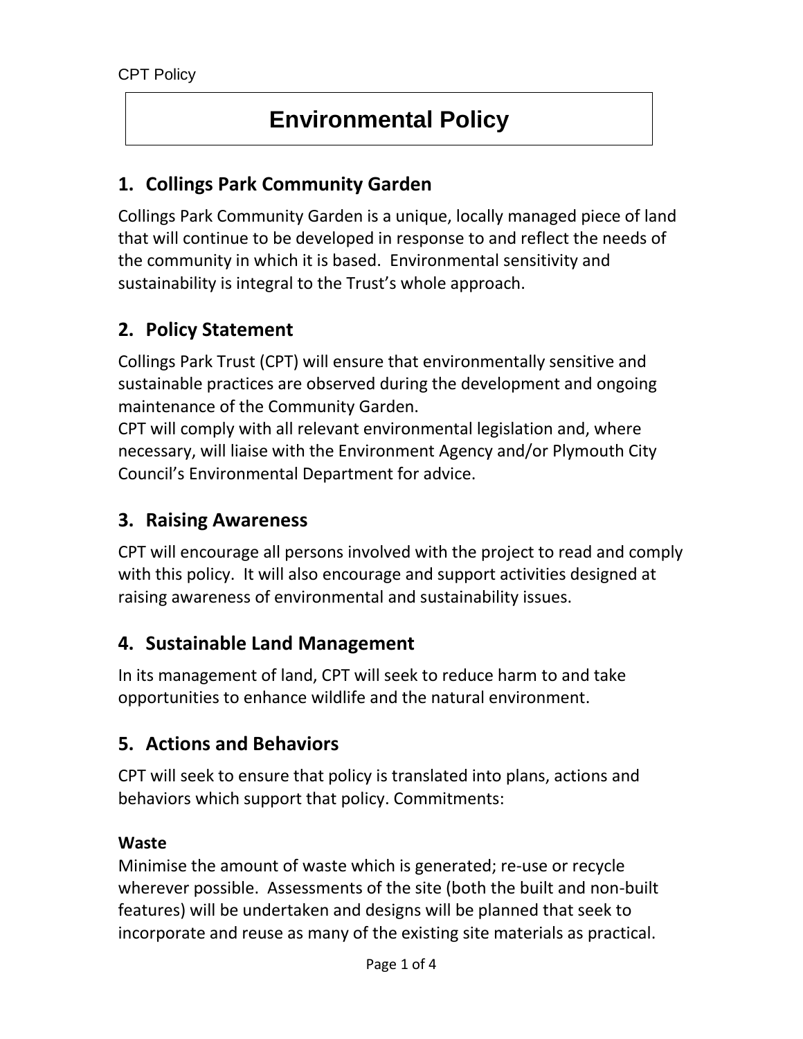# Environmental Policy

## 1. Collings Park Community Garden

Collings Park Community Garden is a unique, locally managed piece of land that will continue to be developed in response to and reflect the needs of the community in which it is based. Environmental sensitivity and sustainability is integral to the Trust's whole approach.

## 2. Policy Statement

Collings Park Trust (CPT) will ensure that environmentally sensitive and sustainable practices are observed during the development and ongoing maintenance of the Community Garden.

CPT will comply with all relevant environmental legislation and, where necessary, will liaise with the Environment Agency and/or Plymouth City Council's Environmental Department for advice.

## 3. Raising Awareness

CPT will encourage all persons involved with the project to read and comply with this policy. It will also encourage and support activities designed at raising awareness of environmental and sustainability issues.

## 4. Sustainable Land Management

In its management of land, CPT will seek to reduce harm to and take opportunities to enhance wildlife and the natural environment.

## 5. Actions and Behaviors

CPT will seek to ensure that policy is translated into plans, actions and behaviors which support that policy. Commitments:

**Waste**

Minimise the amount of waste which is generated; re-use or recycle wherever possible. Assessments of the site (both the built and non-built features) will be undertaken and designs will be planned that seek to incorporate and reuse as many of the existing site materials as practical.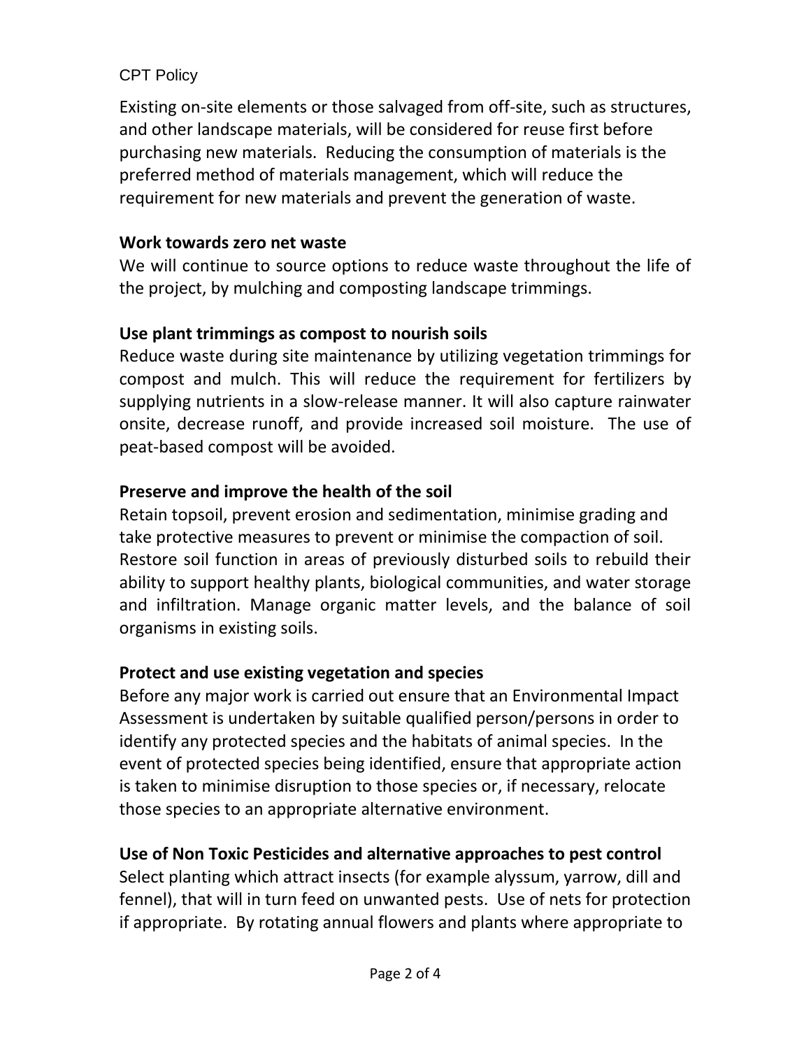Existing on-site elements or those salvaged from off-site, such as structures, and other landscape materials, will be considered for reuse first before purchasing new materials. Reducing the consumption of materials is the preferred method of materials management, which will reduce the requirement for new materials and prevent the generation of waste.

**Work towards zero net waste**

We will continue to source options to reduce waste throughout the life of the project, by mulching and composting landscape trimmings.

**Use plant trimmings as compost to nourish soils**

Reduce waste during site maintenance by utilizing vegetation trimmings for compost and mulch. This will reduce the requirement for fertilizers by supplying nutrients in a slow-release manner. It will also capture rainwater onsite, decrease runoff, and provide increased soil moisture. The use of peat-based compost will be avoided.

**Preserve and improve the health of the soil**

Retain topsoil, prevent erosion and sedimentation, minimise grading and take protective measures to prevent or minimise the compaction of soil. Restore soil function in areas of previously disturbed soils to rebuild their ability to support healthy plants, biological communities, and water storage and infiltration. Manage organic matter levels, and the balance of soil organisms in existing soils.

**Protect and use existing vegetation and species**

Before any major work is carried out ensure that an Environmental Impact Assessment is undertaken by suitable qualified person/persons in order to identify any protected species and the habitats of animal species. In the event of protected species being identified, ensure that appropriate action is taken to minimise disruption to those species or, if necessary, relocate those species to an appropriate alternative environment.

**Use of Non Toxic Pesticides and alternative approaches to pest control**

Select planting which attract insects (for example alyssum, yarrow, dill and fennel), that will in turn feed on unwanted pests. Use of nets for protection if appropriate. By rotating annual flowers and plants where appropriate to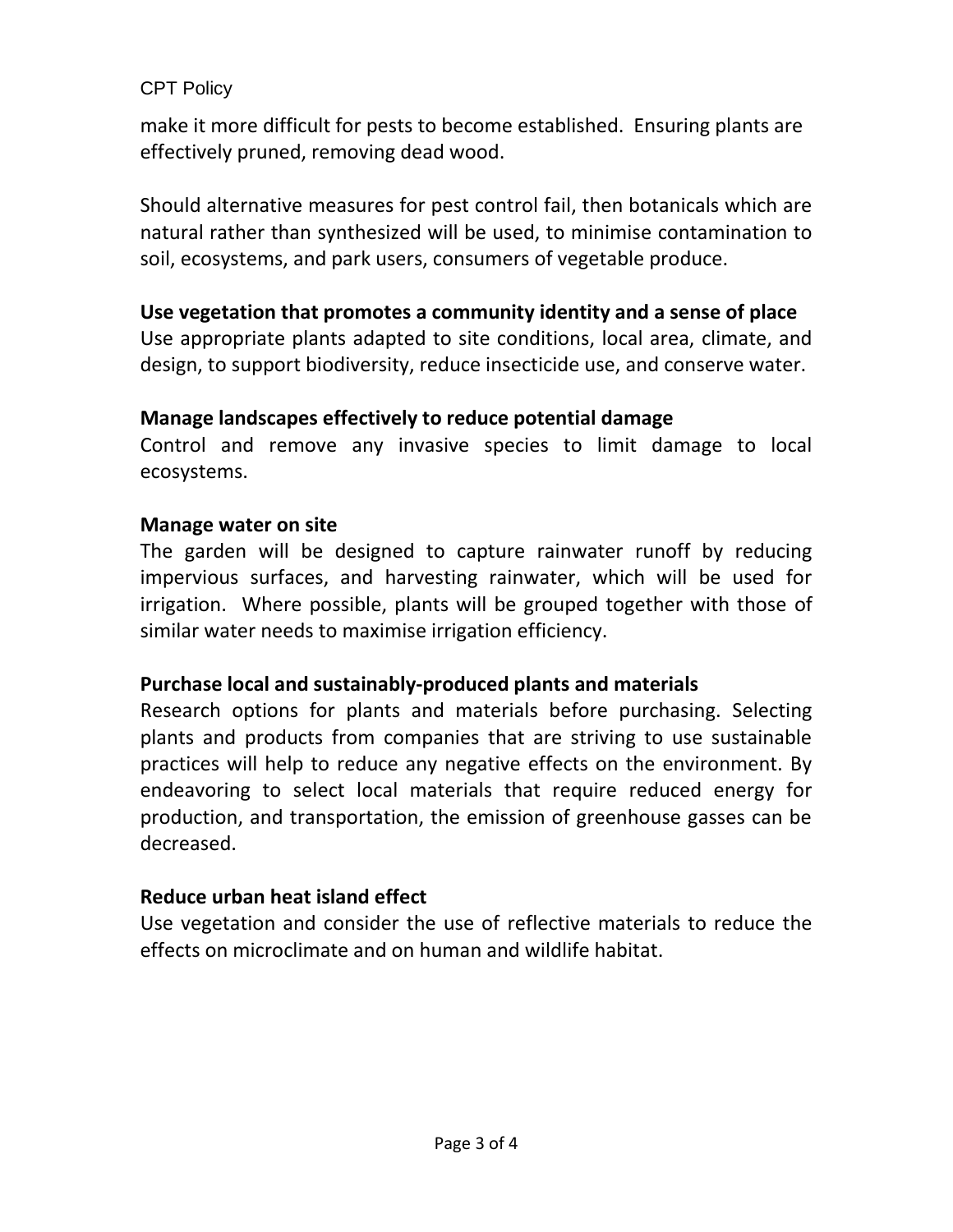make it more difficult for pests to become established. Ensuring plants are effectively pruned, removing dead wood.

Should alternative measures for pest control fail, then botanicals which are natural rather than synthesized will be used, to minimise contamination to soil, ecosystems, and park users, consumers of vegetable produce.

**Use vegetation that promotes a community identity and a sense of place**

Use appropriate plants adapted to site conditions, local area, climate, and design, to support biodiversity, reduce insecticide use, and conserve water.

**Manage landscapes effectively to reduce potential damage**

Control and remove any invasive species to limit damage to local ecosystems.

**Manage water on site**

The garden will be designed to capture rainwater runoff by reducing impervious surfaces, and harvesting rainwater, which will be used for irrigation. Where possible, plants will be grouped together with those of similar water needs to maximise irrigation efficiency.

**Purchase local and sustainably-produced plants and materials**

Research options for plants and materials before purchasing. Selecting plants and products from companies that are striving to use sustainable practices will help to reduce any negative effects on the environment. By endeavoring to select local materials that require reduced energy for production, and transportation, the emission of greenhouse gasses can be decreased.

**Reduce urban heat island effect**

Use vegetation and consider the use of reflective materials to reduce the effects on microclimate and on human and wildlife habitat.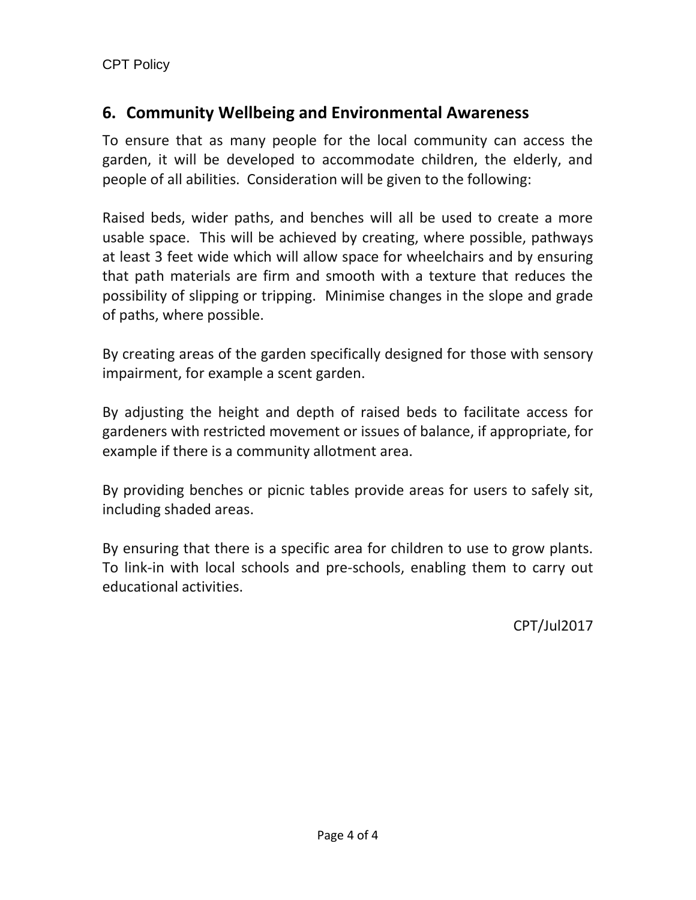## 6. Community Wellbeing and Environmental Awareness

To ensure that as many people for the local community can access the garden, it will be developed to accommodate children, the elderly, and people of all abilities. Consideration will be given to the following:

Raised beds, wider paths, and benches will all be used to create a more usable space. This will be achieved by creating, where possible, pathways at least 3 feet wide which will allow space for wheelchairs and by ensuring that path materials are firm and smooth with a texture that reduces the possibility of slipping or tripping. Minimise changes in the slope and grade of paths, where possible.

By creating areas of the garden specifically designed for those with sensory impairment, for example a scent garden.

By adjusting the height and depth of raised beds to facilitate access for gardeners with restricted movement or issues of balance, if appropriate, for example if there is a community allotment area.

By providing benches or picnic tables provide areas for users to safely sit, including shaded areas.

By ensuring that there is a specific area for children to use to grow plants. To link-in with local schools and pre-schools, enabling them to carry out educational activities.

CPT/Jul2017